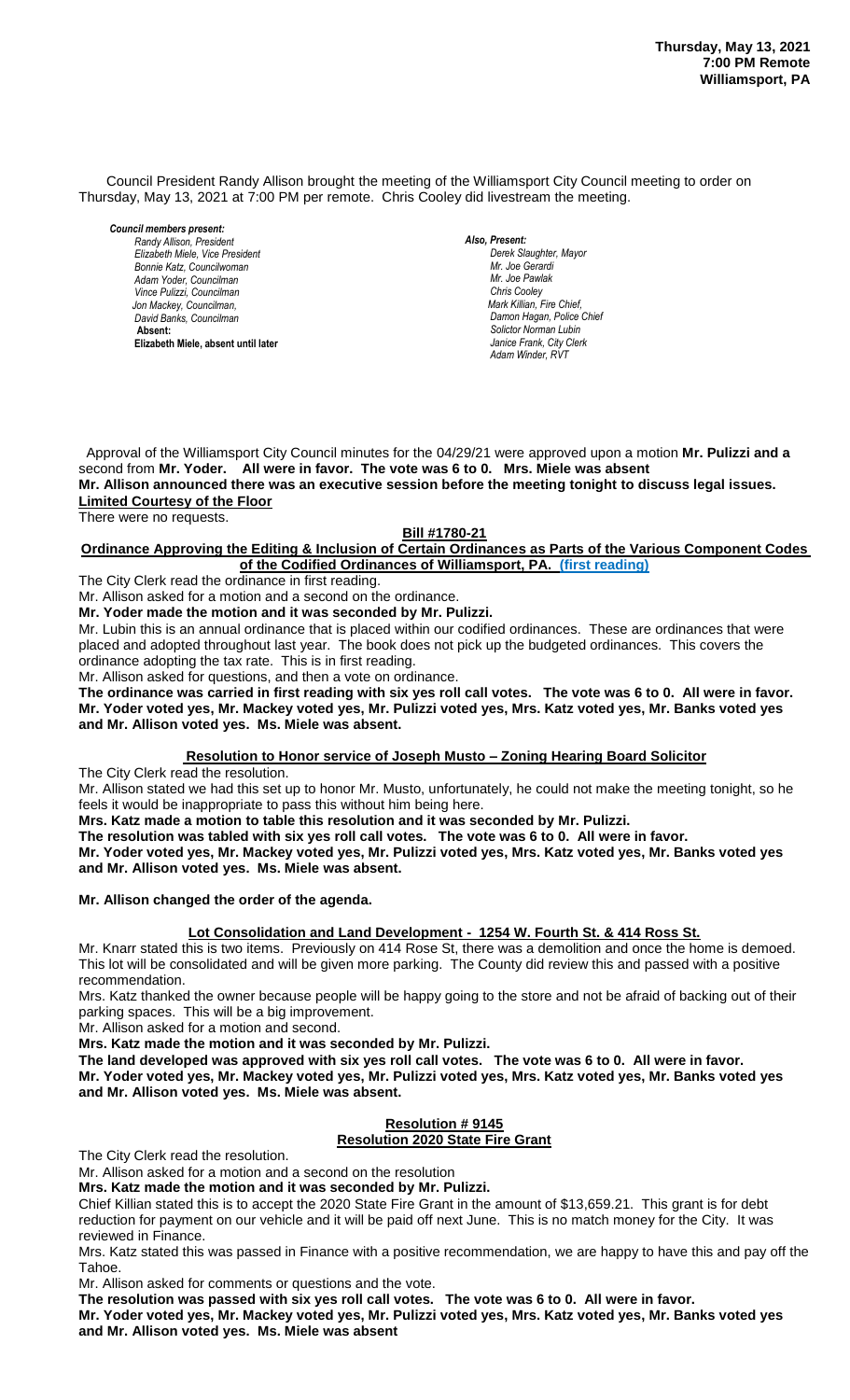**Thursday, May 13, 2021**
**7:00 PM Remote**
**Williamsport, PA**

Council President Randy Allison brought the meeting of the Williamsport City Council meeting to order on Thursday, May 13, 2021 at 7:00 PM per remote. Chris Cooley did livestream the meeting.

***Council members present:***
*Randy Allison, President*
*Elizabeth Miele, Vice President*
*Bonnie Katz, Councilwoman*
*Adam Yoder, Councilman*
*Vince Pulizzi, Councilman*
*Jon Mackey, Councilman,*
*David Banks, Councilman*
**Absent:**
**Elizabeth Miele, absent until later**

***Also, Present:***
*Derek Slaughter, Mayor*
*Mr. Joe Gerardi*
*Mr. Joe Pawlak*
*Chris Cooley*
*Mark Killian, Fire Chief,*
*Damon Hagan, Police Chief*
*Solictor Norman Lubin*
*Janice Frank, City Clerk*
*Adam Winder, RVT*

Approval of the Williamsport City Council minutes for the 04/29/21 were approved upon a motion **Mr. Pulizzi and a** second from **Mr. Yoder. All were in favor. The vote was 6 to 0. Mrs. Miele was absent**
**Mr. Allison announced there was an executive session before the meeting tonight to discuss legal issues.**
**Limited Courtesy of the Floor**
There were no requests.

**Bill #1780-21**

**Ordinance Approving the Editing & Inclusion of Certain Ordinances as Parts of the Various Component Codes of the Codified Ordinances of Williamsport, PA. (first reading)**

The City Clerk read the ordinance in first reading.
Mr. Allison asked for a motion and a second on the ordinance.
**Mr. Yoder made the motion and it was seconded by Mr. Pulizzi.**
Mr. Lubin this is an annual ordinance that is placed within our codified ordinances. These are ordinances that were placed and adopted throughout last year. The book does not pick up the budgeted ordinances. This covers the ordinance adopting the tax rate. This is in first reading.
Mr. Allison asked for questions, and then a vote on ordinance.
**The ordinance was carried in first reading with six yes roll call votes. The vote was 6 to 0. All were in favor. Mr. Yoder voted yes, Mr. Mackey voted yes, Mr. Pulizzi voted yes, Mrs. Katz voted yes, Mr. Banks voted yes and Mr. Allison voted yes. Ms. Miele was absent.**

**Resolution to Honor service of Joseph Musto – Zoning Hearing Board Solicitor**

The City Clerk read the resolution.
Mr. Allison stated we had this set up to honor Mr. Musto, unfortunately, he could not make the meeting tonight, so he feels it would be inappropriate to pass this without him being here.
**Mrs. Katz made a motion to table this resolution and it was seconded by Mr. Pulizzi.**
**The resolution was tabled with six yes roll call votes. The vote was 6 to 0. All were in favor.**
**Mr. Yoder voted yes, Mr. Mackey voted yes, Mr. Pulizzi voted yes, Mrs. Katz voted yes, Mr. Banks voted yes and Mr. Allison voted yes. Ms. Miele was absent.**

**Mr. Allison changed the order of the agenda.**

**Lot Consolidation and Land Development - 1254 W. Fourth St. & 414 Ross St.**

Mr. Knarr stated this is two items. Previously on 414 Rose St, there was a demolition and once the home is demoed. This lot will be consolidated and will be given more parking. The County did review this and passed with a positive recommendation.
Mrs. Katz thanked the owner because people will be happy going to the store and not be afraid of backing out of their parking spaces. This will be a big improvement.
Mr. Allison asked for a motion and second.
**Mrs. Katz made the motion and it was seconded by Mr. Pulizzi.**
**The land developed was approved with six yes roll call votes. The vote was 6 to 0. All were in favor. Mr. Yoder voted yes, Mr. Mackey voted yes, Mr. Pulizzi voted yes, Mrs. Katz voted yes, Mr. Banks voted yes and Mr. Allison voted yes. Ms. Miele was absent.**

**Resolution # 9145**
**Resolution 2020 State Fire Grant**

The City Clerk read the resolution.
Mr. Allison asked for a motion and a second on the resolution
**Mrs. Katz made the motion and it was seconded by Mr. Pulizzi.**
Chief Killian stated this is to accept the 2020 State Fire Grant in the amount of $13,659.21. This grant is for debt reduction for payment on our vehicle and it will be paid off next June. This is no match money for the City. It was reviewed in Finance.
Mrs. Katz stated this was passed in Finance with a positive recommendation, we are happy to have this and pay off the Tahoe.
Mr. Allison asked for comments or questions and the vote.
**The resolution was passed with six yes roll call votes. The vote was 6 to 0. All were in favor.**
**Mr. Yoder voted yes, Mr. Mackey voted yes, Mr. Pulizzi voted yes, Mrs. Katz voted yes, Mr. Banks voted yes and Mr. Allison voted yes. Ms. Miele was absent**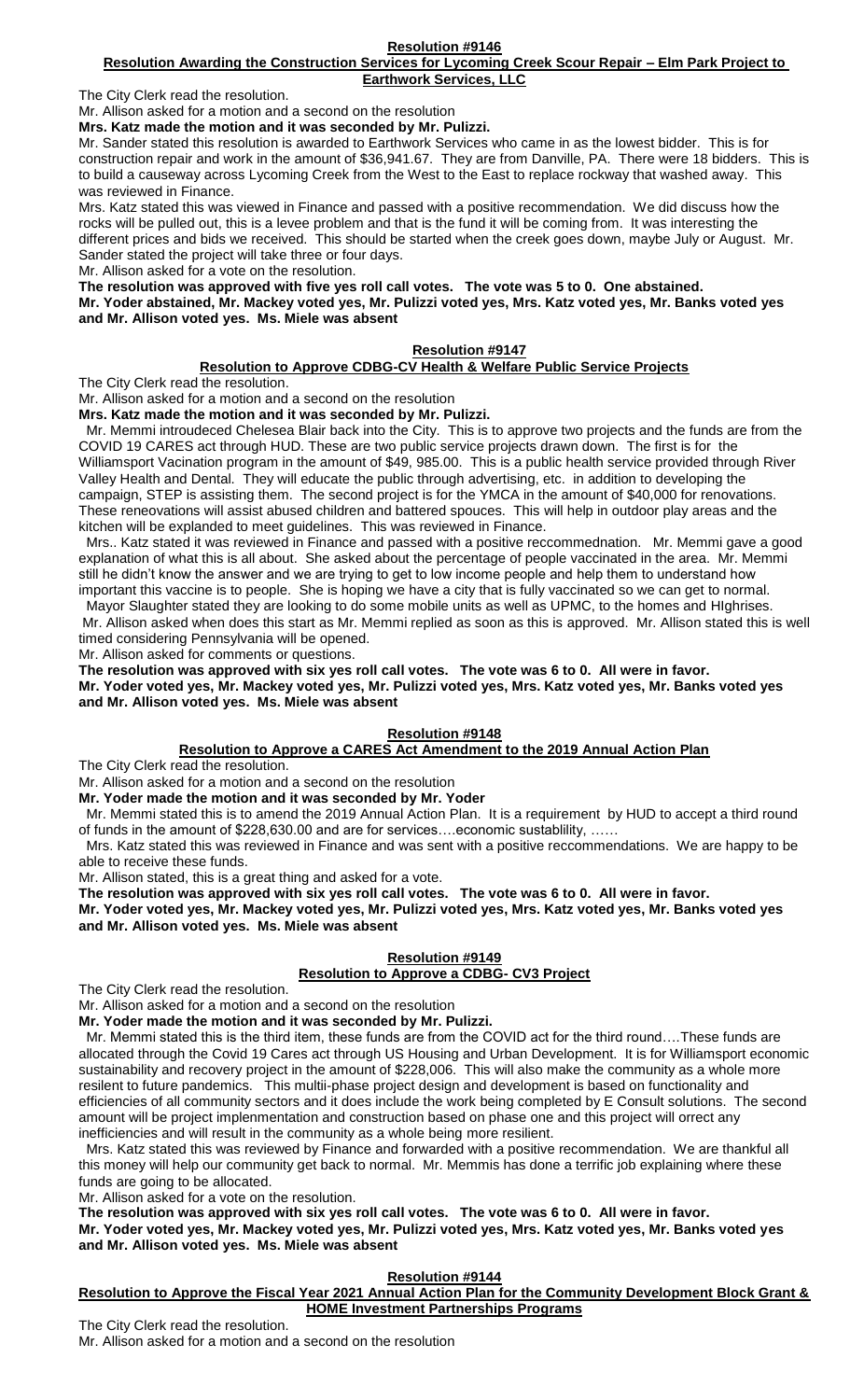## Resolution #9146

### Resolution Awarding the Construction Services for Lycoming Creek Scour Repair – Elm Park Project to Earthwork Services, LLC

The City Clerk read the resolution.

Mr. Allison asked for a motion and a second on the resolution

**Mrs. Katz made the motion and it was seconded by Mr. Pulizzi.**

Mr. Sander stated this resolution is awarded to Earthwork Services who came in as the lowest bidder. This is for construction repair and work in the amount of $36,941.67. They are from Danville, PA. There were 18 bidders. This is to build a causeway across Lycoming Creek from the West to the East to replace rockway that washed away. This was reviewed in Finance.

Mrs. Katz stated this was viewed in Finance and passed with a positive recommendation. We did discuss how the rocks will be pulled out, this is a levee problem and that is the fund it will be coming from. It was interesting the different prices and bids we received. This should be started when the creek goes down, maybe July or August. Mr. Sander stated the project will take three or four days.

Mr. Allison asked for a vote on the resolution.

**The resolution was approved with five yes roll call votes. The vote was 5 to 0. One abstained. Mr. Yoder abstained, Mr. Mackey voted yes, Mr. Pulizzi voted yes, Mrs. Katz voted yes, Mr. Banks voted yes and Mr. Allison voted yes. Ms. Miele was absent**

## Resolution #9147

### Resolution to Approve CDBG-CV Health & Welfare Public Service Projects

The City Clerk read the resolution.

Mr. Allison asked for a motion and a second on the resolution

**Mrs. Katz made the motion and it was seconded by Mr. Pulizzi.**

Mr. Memmi introudeced Chelesea Blair back into the City. This is to approve two projects and the funds are from the COVID 19 CARES act through HUD. These are two public service projects drawn down. The first is for the Williamsport Vacination program in the amount of $49, 985.00. This is a public health service provided through River Valley Health and Dental. We will educate the public through advertising, etc. in addition to developing the campaign, STEP is assisting them. The second project is for the YMCA in the amount of $40,000 for renovations. These reneovations will assist abused children and battered spouces. This will help in outdoor play areas and the kitchen will be explanded to meet guidelines. This was reviewed in Finance.

Mrs.. Katz stated it was reviewed in Finance and passed with a positive reccommednation. Mr. Memmi gave a good explanation of what this is all about. She asked about the percentage of people vaccinated in the area. Mr. Memmi still he didn't know the answer and we are trying to get to low income people and help them to understand how important this vaccine is to people. She is hoping we have a city that is fully vaccinated so we can get to normal.

Mayor Slaughter stated they are looking to do some mobile units as well as UPMC, to the homes and HIghrises.

Mr. Allison asked when does this start as Mr. Memmi replied as soon as this is approved. Mr. Allison stated this is well timed considering Pennsylvania will be opened.

Mr. Allison asked for comments or questions.

**The resolution was approved with six yes roll call votes. The vote was 6 to 0. All were in favor. Mr. Yoder voted yes, Mr. Mackey voted yes, Mr. Pulizzi voted yes, Mrs. Katz voted yes, Mr. Banks voted yes and Mr. Allison voted yes. Ms. Miele was absent**

## Resolution #9148

### Resolution to Approve a CARES Act Amendment to the 2019 Annual Action Plan

The City Clerk read the resolution.

Mr. Allison asked for a motion and a second on the resolution

**Mr. Yoder made the motion and it was seconded by Mr. Yoder**

Mr. Memmi stated this is to amend the 2019 Annual Action Plan. It is a requirement by HUD to accept a third round of funds in the amount of $228,630.00 and are for services….economic sustablility, ……

Mrs. Katz stated this was reviewed in Finance and was sent with a positive reccommendations. We are happy to be able to receive these funds.

Mr. Allison stated, this is a great thing and asked for a vote.

**The resolution was approved with six yes roll call votes. The vote was 6 to 0. All were in favor. Mr. Yoder voted yes, Mr. Mackey voted yes, Mr. Pulizzi voted yes, Mrs. Katz voted yes, Mr. Banks voted yes and Mr. Allison voted yes. Ms. Miele was absent**

## Resolution #9149

### Resolution to Approve a CDBG- CV3 Project

The City Clerk read the resolution.

Mr. Allison asked for a motion and a second on the resolution

**Mr. Yoder made the motion and it was seconded by Mr. Pulizzi.**

Mr. Memmi stated this is the third item, these funds are from the COVID act for the third round….These funds are allocated through the Covid 19 Cares act through US Housing and Urban Development. It is for Williamsport economic sustainability and recovery project in the amount of $228,006. This will also make the community as a whole more resilent to future pandemics. This multii-phase project design and development is based on functionality and efficiencies of all community sectors and it does include the work being completed by E Consult solutions. The second amount will be project implenmentation and construction based on phase one and this project will orrect any inefficiencies and will result in the community as a whole being more resilient.

Mrs. Katz stated this was reviewed by Finance and forwarded with a positive recommendation. We are thankful all this money will help our community get back to normal. Mr. Memmis has done a terrific job explaining where these funds are going to be allocated.

Mr. Allison asked for a vote on the resolution.

**The resolution was approved with six yes roll call votes. The vote was 6 to 0. All were in favor. Mr. Yoder voted yes, Mr. Mackey voted yes, Mr. Pulizzi voted yes, Mrs. Katz voted yes, Mr. Banks voted yes and Mr. Allison voted yes. Ms. Miele was absent**

## Resolution #9144

### Resolution to Approve the Fiscal Year 2021 Annual Action Plan for the Community Development Block Grant & HOME Investment Partnerships Programs

The City Clerk read the resolution.

Mr. Allison asked for a motion and a second on the resolution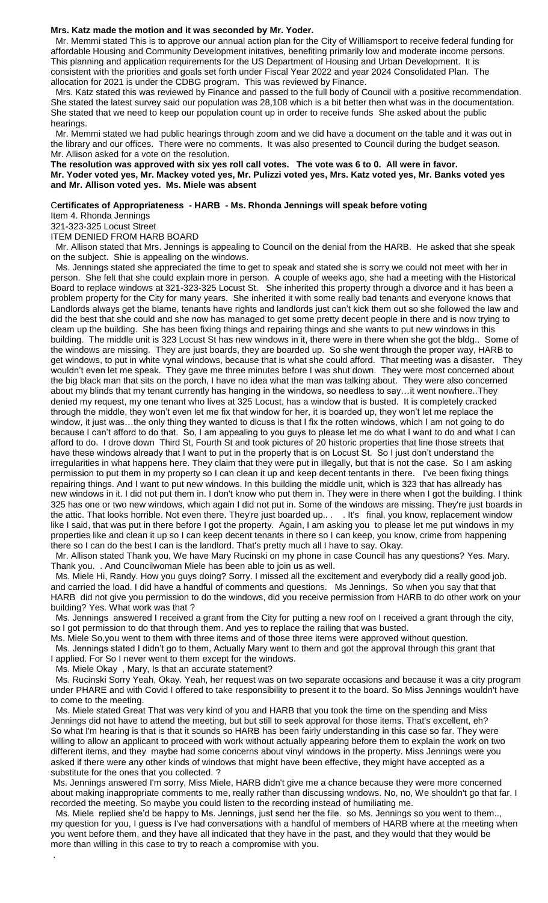**Mrs. Katz made the motion and it was seconded by Mr. Yoder.**

Mr. Memmi stated This is to approve our annual action plan for the City of Williamsport to receive federal funding for affordable Housing and Community Development initatives, benefiting primarily low and moderate income persons. This planning and application requirements for the US Department of Housing and Urban Development. It is consistent with the priorities and goals set forth under Fiscal Year 2022 and year 2024 Consolidated Plan. The allocation for 2021 is under the CDBG program. This was reviewed by Finance.

Mrs. Katz stated this was reviewed by Finance and passed to the full body of Council with a positive recommendation. She stated the latest survey said our population was 28,108 which is a bit better then what was in the documentation. She stated that we need to keep our population count up in order to receive funds She asked about the public hearings.

Mr. Memmi stated we had public hearings through zoom and we did have a document on the table and it was out in the library and our offices. There were no comments. It was also presented to Council during the budget season. Mr. Allison asked for a vote on the resolution.

**The resolution was approved with six yes roll call votes. The vote was 6 to 0. All were in favor. Mr. Yoder voted yes, Mr. Mackey voted yes, Mr. Pulizzi voted yes, Mrs. Katz voted yes, Mr. Banks voted yes and Mr. Allison voted yes. Ms. Miele was absent**

C**ertificates of Appropriateness - HARB - Ms. Rhonda Jennings will speak before voting**

Item 4. Rhonda Jennings

321-323-325 Locust Street

ITEM DENIED FROM HARB BOARD

Mr. Allison stated that Mrs. Jennings is appealing to Council on the denial from the HARB. He asked that she speak on the subject. Shie is appealing on the windows.

Ms. Jennings stated she appreciated the time to get to speak and stated she is sorry we could not meet with her in person. She felt that she could explain more in person. A couple of weeks ago, she had a meeting with the Historical Board to replace windows at 321-323-325 Locust St. She inherited this property through a divorce and it has been a problem property for the City for many years. She inherited it with some really bad tenants and everyone knows that Landlords always get the blame, tenants have rights and landlords just can't kick them out so she followed the law and did the best that she could and she now has managed to get some pretty decent people in there and is now trying to cleam up the building. She has been fixing things and repairing things and she wants to put new windows in this building. The middle unit is 323 Locust St has new windows in it, there were in there when she got the bldg.. Some of the windows are missing. They are just boards, they are boarded up. So she went through the proper way, HARB to get windows, to put in white vynal windows, because that is what she could afford. That meeting was a disaster. They wouldn't even let me speak. They gave me three minutes before I was shut down. They were most concerned about the big black man that sits on the porch, I have no idea what the man was talking about. They were also concerned about my blinds that my tenant currently has hanging in the windows, so needless to say…it went nowhere..They denied my request, my one tenant who lives at 325 Locust, has a window that is busted. It is completely cracked through the middle, they won't even let me fix that window for her, it is boarded up, they won't let me replace the window, it just was…the only thing they wanted to dicuss is that I fix the rotten windows, which I am not going to do because I can't afford to do that. So, I am appealing to you guys to please let me do what I want to do and what I can afford to do. I drove down Third St, Fourth St and took pictures of 20 historic properties that line those streets that have these windows already that I want to put in the property that is on Locust St. So I just don't understand the irregularities in what happens here. They claim that they were put in illegally, but that is not the case. So I am asking permission to put them in my property so I can clean it up and keep decent tentants in there. I've been fixing things repairing things. And I want to put new windows. In this building the middle unit, which is 323 that has allready has new windows in it. I did not put them in. I don't know who put them in. They were in there when I got the building. I think 325 has one or two new windows, which again I did not put in. Some of the windows are missing. They're just boards in the attic. That looks horrible. Not even there. They're just boarded up.. . . It's final, you know, replacement window like I said, that was put in there before I got the property. Again, I am asking you to please let me put windows in my properties like and clean it up so I can keep decent tenants in there so I can keep, you know, crime from happening there so I can do the best I can is the landlord. That's pretty much all I have to say. Okay.

Mr. Allison stated Thank you, We have Mary Rucinski on my phone in case Council has any questions? Yes. Mary. Thank you. . And Councilwoman Miele has been able to join us as well.

Ms. Miele Hi, Randy. How you guys doing? Sorry. I missed all the excitement and everybody did a really good job. and carried the load. I did have a handful of comments and questions. Ms Jennings. So when you say that that HARB did not give you permission to do the windows, did you receive permission from HARB to do other work on your building? Yes. What work was that ?

Ms. Jennings answered I received a grant from the City for putting a new roof on I received a grant through the city, so I got permission to do that through them. And yes to replace the railing that was busted.

Ms. Miele So,you went to them with three items and of those three items were approved without question.

Ms. Jennings stated I didn't go to them, Actually Mary went to them and got the approval through this grant that I applied. For So I never went to them except for the windows.

Ms. Miele Okay , Mary, Is that an accurate statement?

Ms. Rucinski Sorry Yeah, Okay. Yeah, her request was on two separate occasions and because it was a city program under PHARE and with Covid I offered to take responsibility to present it to the board. So Miss Jennings wouldn't have to come to the meeting.

Ms. Miele stated Great That was very kind of you and HARB that you took the time on the spending and Miss Jennings did not have to attend the meeting, but but still to seek approval for those items. That's excellent, eh? So what I'm hearing is that is that it sounds so HARB has been fairly understanding in this case so far. They were willing to allow an applicant to proceed with work without actually appearing before them to explain the work on two different items, and they maybe had some concerns about vinyl windows in the property. Miss Jennings were you asked if there were any other kinds of windows that might have been effective, they might have accepted as a substitute for the ones that you collected. ?

Ms. Jennings answered I'm sorry, Miss Miele, HARB didn't give me a chance because they were more concerned about making inappropriate comments to me, really rather than discussing wndows. No, no, We shouldn't go that far. I recorded the meeting. So maybe you could listen to the recording instead of humiliating me.

Ms. Miele replied she'd be happy to Ms. Jennings, just send her the file. so Ms. Jennings so you went to them.., my question for you, I guess is I've had conversations with a handful of members of HARB where at the meeting when you went before them, and they have all indicated that they have in the past, and they would that they would be more than willing in this case to try to reach a compromise with you.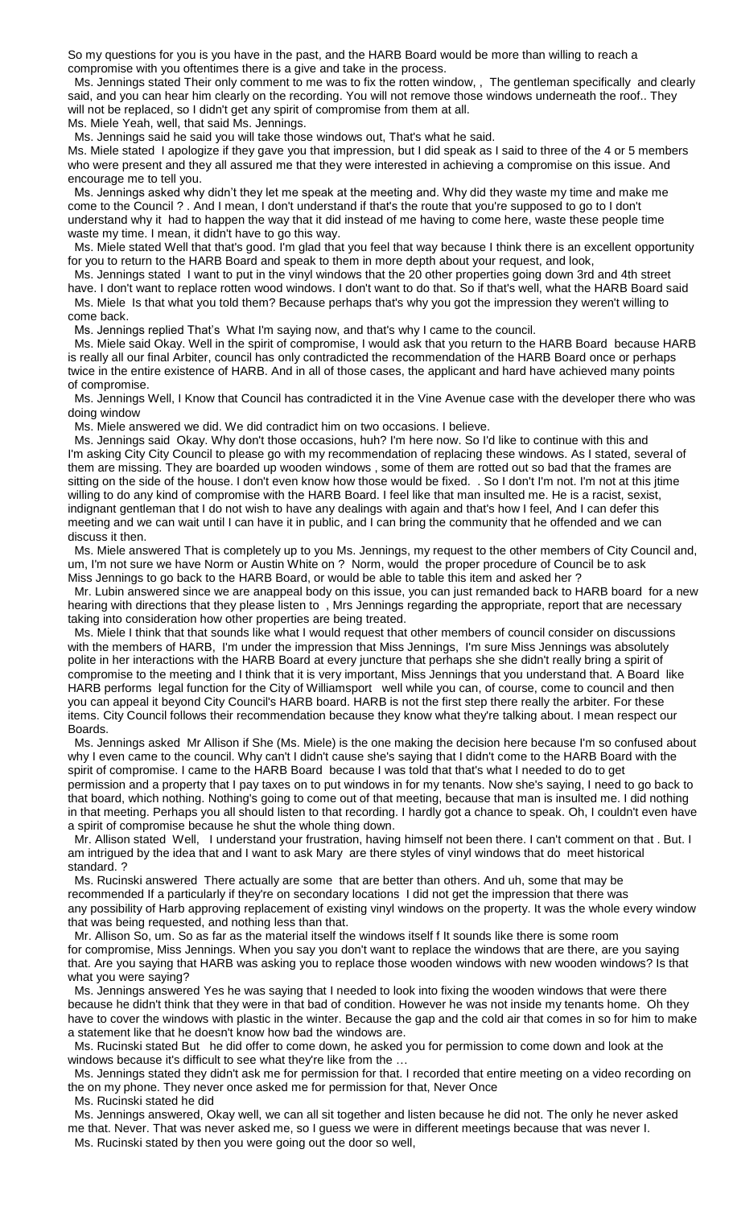So my questions for you is you have in the past, and the HARB Board would be more than willing to reach a compromise with you oftentimes there is a give and take in the process.

Ms. Jennings stated Their only comment to me was to fix the rotten window, , The gentleman specifically and clearly said, and you can hear him clearly on the recording. You will not remove those windows underneath the roof.. They will not be replaced, so I didn't get any spirit of compromise from them at all.

Ms. Miele Yeah, well, that said Ms. Jennings.

Ms. Jennings said he said you will take those windows out, That's what he said.

Ms. Miele stated I apologize if they gave you that impression, but I did speak as I said to three of the 4 or 5 members who were present and they all assured me that they were interested in achieving a compromise on this issue. And encourage me to tell you.

Ms. Jennings asked why didn't they let me speak at the meeting and. Why did they waste my time and make me come to the Council ? . And I mean, I don't understand if that's the route that you're supposed to go to I don't understand why it had to happen the way that it did instead of me having to come here, waste these people time waste my time. I mean, it didn't have to go this way.

Ms. Miele stated Well that that's good. I'm glad that you feel that way because I think there is an excellent opportunity for you to return to the HARB Board and speak to them in more depth about your request, and look,

Ms. Jennings stated I want to put in the vinyl windows that the 20 other properties going down 3rd and 4th street have. I don't want to replace rotten wood windows. I don't want to do that. So if that's well, what the HARB Board said

Ms. Miele Is that what you told them? Because perhaps that's why you got the impression they weren't willing to come back.

Ms. Jennings replied That's What I'm saying now, and that's why I came to the council.

Ms. Miele said Okay. Well in the spirit of compromise, I would ask that you return to the HARB Board because HARB is really all our final Arbiter, council has only contradicted the recommendation of the HARB Board once or perhaps twice in the entire existence of HARB. And in all of those cases, the applicant and hard have achieved many points of compromise.

Ms. Jennings Well, I Know that Council has contradicted it in the Vine Avenue case with the developer there who was doing window

Ms. Miele answered we did. We did contradict him on two occasions. I believe.

Ms. Jennings said Okay. Why don't those occasions, huh? I'm here now. So I'd like to continue with this and I'm asking City City Council to please go with my recommendation of replacing these windows. As I stated, several of them are missing. They are boarded up wooden windows , some of them are rotted out so bad that the frames are sitting on the side of the house. I don't even know how those would be fixed. . So I don't I'm not. I'm not at this jtime willing to do any kind of compromise with the HARB Board. I feel like that man insulted me. He is a racist, sexist, indignant gentleman that I do not wish to have any dealings with again and that's how I feel, And I can defer this meeting and we can wait until I can have it in public, and I can bring the community that he offended and we can discuss it then.

Ms. Miele answered That is completely up to you Ms. Jennings, my request to the other members of City Council and, um, I'm not sure we have Norm or Austin White on ? Norm, would the proper procedure of Council be to ask Miss Jennings to go back to the HARB Board, or would be able to table this item and asked her ?

Mr. Lubin answered since we are anappeal body on this issue, you can just remanded back to HARB board for a new hearing with directions that they please listen to , Mrs Jennings regarding the appropriate, report that are necessary taking into consideration how other properties are being treated.

Ms. Miele I think that that sounds like what I would request that other members of council consider on discussions with the members of HARB, I'm under the impression that Miss Jennings, I'm sure Miss Jennings was absolutely polite in her interactions with the HARB Board at every juncture that perhaps she she didn't really bring a spirit of compromise to the meeting and I think that it is very important, Miss Jennings that you understand that. A Board like HARB performs legal function for the City of Williamsport well while you can, of course, come to council and then you can appeal it beyond City Council's HARB board. HARB is not the first step there really the arbiter. For these items. City Council follows their recommendation because they know what they're talking about. I mean respect our Boards.

Ms. Jennings asked Mr Allison if She (Ms. Miele) is the one making the decision here because I'm so confused about why I even came to the council. Why can't I didn't cause she's saying that I didn't come to the HARB Board with the spirit of compromise. I came to the HARB Board because I was told that that's what I needed to do to get permission and a property that I pay taxes on to put windows in for my tenants. Now she's saying, I need to go back to that board, which nothing. Nothing's going to come out of that meeting, because that man is insulted me. I did nothing in that meeting. Perhaps you all should listen to that recording. I hardly got a chance to speak. Oh, I couldn't even have a spirit of compromise because he shut the whole thing down.

Mr. Allison stated Well, I understand your frustration, having himself not been there. I can't comment on that . But. I am intrigued by the idea that and I want to ask Mary are there styles of vinyl windows that do meet historical standard. ?

Ms. Rucinski answered There actually are some that are better than others. And uh, some that may be recommended If a particularly if they're on secondary locations I did not get the impression that there was any possibility of Harb approving replacement of existing vinyl windows on the property. It was the whole every window that was being requested, and nothing less than that.

Mr. Allison So, um. So as far as the material itself the windows itself f It sounds like there is some room for compromise, Miss Jennings. When you say you don't want to replace the windows that are there, are you saying that. Are you saying that HARB was asking you to replace those wooden windows with new wooden windows? Is that what you were saying?

Ms. Jennings answered Yes he was saying that I needed to look into fixing the wooden windows that were there because he didn't think that they were in that bad of condition. However he was not inside my tenants home. Oh they have to cover the windows with plastic in the winter. Because the gap and the cold air that comes in so for him to make a statement like that he doesn't know how bad the windows are.

Ms. Rucinski stated But he did offer to come down, he asked you for permission to come down and look at the windows because it's difficult to see what they're like from the …

Ms. Jennings stated they didn't ask me for permission for that. I recorded that entire meeting on a video recording on the on my phone. They never once asked me for permission for that, Never Once

Ms. Rucinski stated he did

Ms. Jennings answered, Okay well, we can all sit together and listen because he did not. The only he never asked me that. Never. That was never asked me, so I guess we were in different meetings because that was never I.

Ms. Rucinski stated by then you were going out the door so well,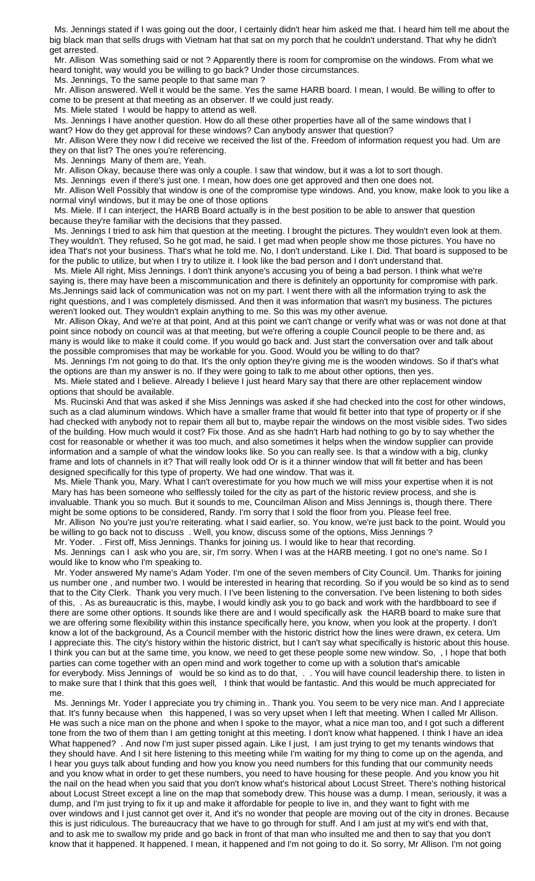Ms. Jennings stated if I was going out the door, I certainly didn't hear him asked me that. I heard him tell me about the big black man that sells drugs with Vietnam hat that sat on my porch that he couldn't understand. That why he didn't get arrested.

Mr. Allison Was something said or not ? Apparently there is room for compromise on the windows. From what we heard tonight, way would you be willing to go back? Under those circumstances.

Ms. Jennings, To the same people to that same man ?

Mr. Allison answered. Well it would be the same. Yes the same HARB board. I mean, I would. Be willing to offer to come to be present at that meeting as an observer. If we could just ready.

Ms. Miele stated I would be happy to attend as well.

Ms. Jennings I have another question. How do all these other properties have all of the same windows that I want? How do they get approval for these windows? Can anybody answer that question?

Mr. Allison Were they now I did receive we received the list of the. Freedom of information request you had. Um are they on that list? The ones you're referencing.

Ms. Jennings Many of them are, Yeah.

Mr. Allison Okay, because there was only a couple. I saw that window, but it was a lot to sort though.

Ms. Jennings even if there's just one. I mean, how does one get approved and then one does not.

Mr. Allison Well Possibly that window is one of the compromise type windows. And, you know, make look to you like a normal vinyl windows, but it may be one of those options

Ms. Miele. If I can interject, the HARB Board actually is in the best position to be able to answer that question because they're familiar with the decisions that they passed.

Ms. Jennings I tried to ask him that question at the meeting. I brought the pictures. They wouldn't even look at them. They wouldn't. They refused, So he got mad, he said. I get mad when people show me those pictures. You have no idea That's not your business. That's what he told me. No, I don't understand. Like I. Did. That board is supposed to be for the public to utilize, but when I try to utilize it. I look like the bad person and I don't understand that.

Ms. Miele All right, Miss Jennings. I don't think anyone's accusing you of being a bad person. I think what we're saying is, there may have been a miscommunication and there is definitely an opportunity for compromise with park. Ms.Jennings said lack of communication was not on my part. I went there with all the information trying to ask the right questions, and I was completely dismissed. And then it was information that wasn't my business. The pictures weren't looked out. They wouldn't explain anything to me. So this was my other avenue.

Mr. Allison Okay, And we're at that point, And at this point we can't change or verify what was or was not done at that point since nobody on council was at that meeting, but we're offering a couple Council people to be there and, as many is would like to make it could come. If you would go back and. Just start the conversation over and talk about the possible compromises that may be workable for you. Good. Would you be willing to do that?

Ms. Jennings I'm not going to do that. It's the only option they're giving me is the wooden windows. So if that's what the options are than my answer is no. If they were going to talk to me about other options, then yes.

Ms. Miele stated and I believe. Already I believe I just heard Mary say that there are other replacement window options that should be available.

Ms. Rucinski And that was asked if she Miss Jennings was asked if she had checked into the cost for other windows, such as a clad aluminum windows. Which have a smaller frame that would fit better into that type of property or if she had checked with anybody not to repair them all but to, maybe repair the windows on the most visible sides. Two sides of the building. How much would it cost? Fix those. And as she hadn't Harb had nothing to go by to say whether the cost for reasonable or whether it was too much, and also sometimes it helps when the window supplier can provide information and a sample of what the window looks like. So you can really see. Is that a window with a big, clunky frame and lots of channels in it? That will really look odd Or is it a thinner window that will fit better and has been designed specifically for this type of property. We had one window. That was it.

Ms. Miele Thank you, Mary. What I can't overestimate for you how much we will miss your expertise when it is not Mary has has been someone who selflessly toiled for the city as part of the historic review process, and she is invaluable. Thank you so much. But it sounds to me, Councilman Alison and Miss Jennings is, though there. There might be some options to be considered, Randy. I'm sorry that I sold the floor from you. Please feel free.

Mr. Allison No you're just you're reiterating. what I said earlier, so. You know, we're just back to the point. Would you be willing to go back not to discuss . Well, you know, discuss some of the options, Miss Jennings ?

Mr. Yoder. . First off, Miss Jennings. Thanks for joining us. I would like to hear that recording.

Ms. Jennings can I ask who you are, sir, I'm sorry. When I was at the HARB meeting. I got no one's name. So I would like to know who I'm speaking to.

Mr. Yoder answered My name's Adam Yoder. I'm one of the seven members of City Council. Um. Thanks for joining us number one , and number two. I would be interested in hearing that recording. So if you would be so kind as to send that to the City Clerk. Thank you very much. I've been listening to the conversation. I've been listening to both sides of this, . As as bureaucratic is this, maybe, I would kindly ask you to go back and work with the hardbboard to see if there are some other options. It sounds like there are and I would specifically ask the HARB board to make sure that we are offering some flexibility within this instance specifically here, you know, when you look at the property. I don't know a lot of the background, As a Council member with the historic district how the lines were drawn, ex cetera. Um I appreciate this. The city's history within the historic district, but I can't say what specifically is historic about this house. I think you can but at the same time, you know, we need to get these people some new window. So, , I hope that both parties can come together with an open mind and work together to come up with a solution that's amicable for everybody. Miss Jennings of would be so kind as to do that, . . You will have council leadership there. to listen in to make sure that I think that this goes well, I think that would be fantastic. And this would be much appreciated for me.

Ms. Jennings Mr. Yoder I appreciate you try chiming in.. Thank you. You seem to be very nice man. And I appreciate that. It's funny because when this happened, I was so very upset when I left that meeting. When I called Mr Allison. He was such a nice man on the phone and when I spoke to the mayor, what a nice man too, and I got such a different tone from the two of them than I am getting tonight at this meeting. I don't know what happened. I think I have an idea What happened? . And now I'm just super pissed again. Like I just, I am just trying to get my tenants windows that they should have. And I sit here listening to this meeting while I'm waiting for my thing to come up on the agenda, and I hear you guys talk about funding and how you know you need numbers for this funding that our community needs and you know what in order to get these numbers, you need to have housing for these people. And you know you hit the nail on the head when you said that you don't know what's historical about Locust Street. There's nothing historical about Locust Street except a line on the map that somebody drew. This house was a dump. I mean, seriously, it was a dump, and I'm just trying to fix it up and make it affordable for people to live in, and they want to fight with me over windows and I just cannot get over it, And it's no wonder that people are moving out of the city in drones. Because this is just ridiculous. The bureaucracy that we have to go through for stuff. And I am just at my wit's end with that, and to ask me to swallow my pride and go back in front of that man who insulted me and then to say that you don't know that it happened. It happened. I mean, it happened and I'm not going to do it. So sorry, Mr Allison. I'm not going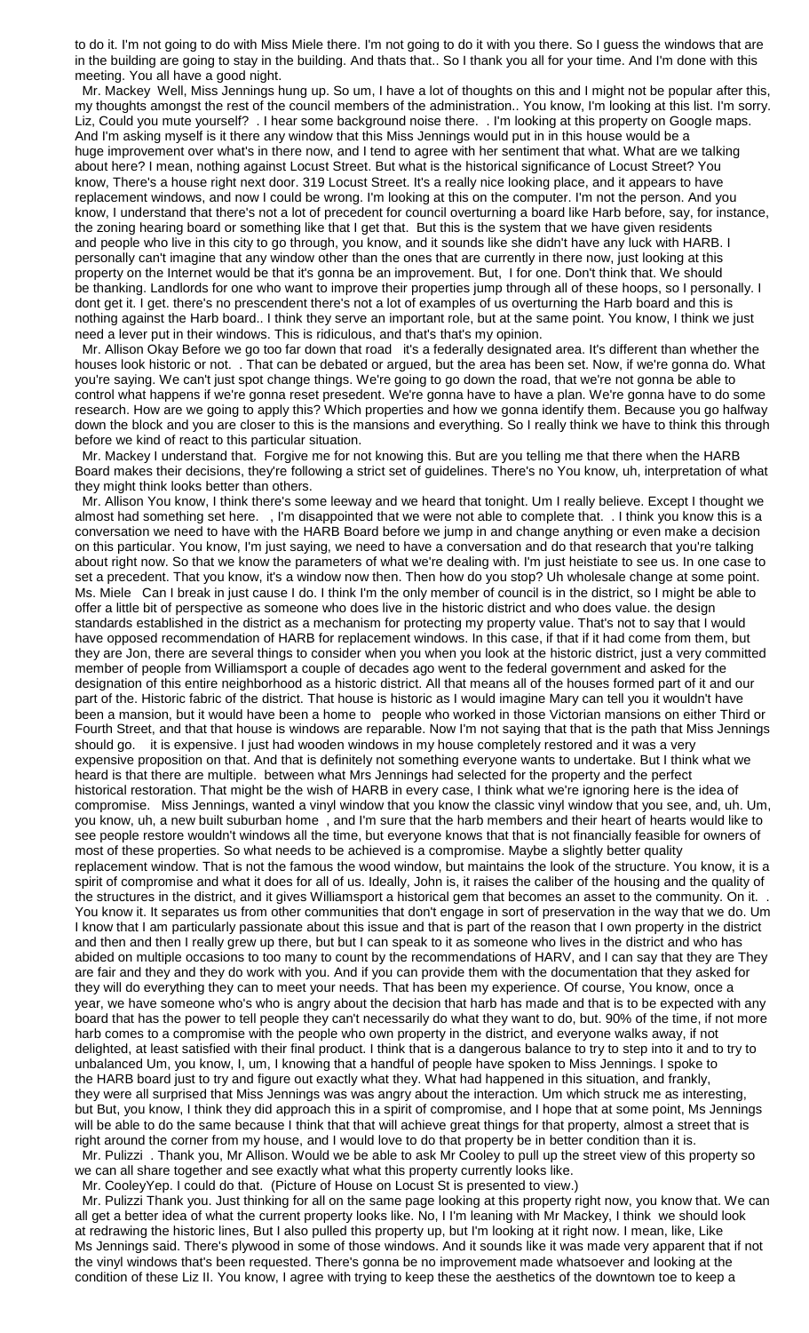to do it. I'm not going to do with Miss Miele there. I'm not going to do it with you there. So I guess the windows that are in the building are going to stay in the building. And thats that.. So I thank you all for your time. And I'm done with this meeting. You all have a good night.

Mr. Mackey Well, Miss Jennings hung up. So um, I have a lot of thoughts on this and I might not be popular after this, my thoughts amongst the rest of the council members of the administration.. You know, I'm looking at this list. I'm sorry. Liz, Could you mute yourself? . I hear some background noise there. . I'm looking at this property on Google maps. And I'm asking myself is it there any window that this Miss Jennings would put in in this house would be a huge improvement over what's in there now, and I tend to agree with her sentiment that what. What are we talking about here? I mean, nothing against Locust Street. But what is the historical significance of Locust Street? You know, There's a house right next door. 319 Locust Street. It's a really nice looking place, and it appears to have replacement windows, and now I could be wrong. I'm looking at this on the computer. I'm not the person. And you know, I understand that there's not a lot of precedent for council overturning a board like Harb before, say, for instance, the zoning hearing board or something like that I get that. But this is the system that we have given residents and people who live in this city to go through, you know, and it sounds like she didn't have any luck with HARB. I personally can't imagine that any window other than the ones that are currently in there now, just looking at this property on the Internet would be that it's gonna be an improvement. But, I for one. Don't think that. We should be thanking. Landlords for one who want to improve their properties jump through all of these hoops, so I personally. I dont get it. I get. there's no prescendent there's not a lot of examples of us overturning the Harb board and this is nothing against the Harb board.. I think they serve an important role, but at the same point. You know, I think we just need a lever put in their windows. This is ridiculous, and that's that's my opinion.

Mr. Allison Okay Before we go too far down that road it's a federally designated area. It's different than whether the houses look historic or not. . That can be debated or argued, but the area has been set. Now, if we're gonna do. What you're saying. We can't just spot change things. We're going to go down the road, that we're not gonna be able to control what happens if we're gonna reset presedent. We're gonna have to have a plan. We're gonna have to do some research. How are we going to apply this? Which properties and how we gonna identify them. Because you go halfway down the block and you are closer to this is the mansions and everything. So I really think we have to think this through before we kind of react to this particular situation.

Mr. Mackey I understand that. Forgive me for not knowing this. But are you telling me that there when the HARB Board makes their decisions, they're following a strict set of guidelines. There's no You know, uh, interpretation of what they might think looks better than others.

Mr. Allison You know, I think there's some leeway and we heard that tonight. Um I really believe. Except I thought we almost had something set here. , I'm disappointed that we were not able to complete that. . I think you know this is a conversation we need to have with the HARB Board before we jump in and change anything or even make a decision on this particular. You know, I'm just saying, we need to have a conversation and do that research that you're talking about right now. So that we know the parameters of what we're dealing with. I'm just heistiate to see us. In one case to set a precedent. That you know, it's a window now then. Then how do you stop? Uh wholesale change at some point. Ms. Miele Can I break in just cause I do. I think I'm the only member of council is in the district, so I might be able to offer a little bit of perspective as someone who does live in the historic district and who does value. the design standards established in the district as a mechanism for protecting my property value. That's not to say that I would have opposed recommendation of HARB for replacement windows. In this case, if that if it had come from them, but they are Jon, there are several things to consider when you when you look at the historic district, just a very committed member of people from Williamsport a couple of decades ago went to the federal government and asked for the designation of this entire neighborhood as a historic district. All that means all of the houses formed part of it and our part of the. Historic fabric of the district. That house is historic as I would imagine Mary can tell you it wouldn't have been a mansion, but it would have been a home to people who worked in those Victorian mansions on either Third or Fourth Street, and that that house is windows are reparable. Now I'm not saying that that is the path that Miss Jennings should go. it is expensive. I just had wooden windows in my house completely restored and it was a very expensive proposition on that. And that is definitely not something everyone wants to undertake. But I think what we heard is that there are multiple. between what Mrs Jennings had selected for the property and the perfect historical restoration. That might be the wish of HARB in every case, I think what we're ignoring here is the idea of compromise. Miss Jennings, wanted a vinyl window that you know the classic vinyl window that you see, and, uh. Um, you know, uh, a new built suburban home , and I'm sure that the harb members and their heart of hearts would like to see people restore wouldn't windows all the time, but everyone knows that that is not financially feasible for owners of most of these properties. So what needs to be achieved is a compromise. Maybe a slightly better quality replacement window. That is not the famous the wood window, but maintains the look of the structure. You know, it is a spirit of compromise and what it does for all of us. Ideally, John is, it raises the caliber of the housing and the quality of the structures in the district, and it gives Williamsport a historical gem that becomes an asset to the community. On it. . You know it. It separates us from other communities that don't engage in sort of preservation in the way that we do. Um I know that I am particularly passionate about this issue and that is part of the reason that I own property in the district and then and then I really grew up there, but but I can speak to it as someone who lives in the district and who has abided on multiple occasions to too many to count by the recommendations of HARV, and I can say that they are They are fair and they and they do work with you. And if you can provide them with the documentation that they asked for they will do everything they can to meet your needs. That has been my experience. Of course, You know, once a year, we have someone who's who is angry about the decision that harb has made and that is to be expected with any board that has the power to tell people they can't necessarily do what they want to do, but. 90% of the time, if not more harb comes to a compromise with the people who own property in the district, and everyone walks away, if not delighted, at least satisfied with their final product. I think that is a dangerous balance to try to step into it and to try to unbalanced Um, you know, I, um, I knowing that a handful of people have spoken to Miss Jennings. I spoke to the HARB board just to try and figure out exactly what they. What had happened in this situation, and frankly, they were all surprised that Miss Jennings was was angry about the interaction. Um which struck me as interesting, but But, you know, I think they did approach this in a spirit of compromise, and I hope that at some point, Ms Jennings will be able to do the same because I think that that will achieve great things for that property, almost a street that is right around the corner from my house, and I would love to do that property be in better condition than it is.

Mr. Pulizzi . Thank you, Mr Allison. Would we be able to ask Mr Cooley to pull up the street view of this property so we can all share together and see exactly what what this property currently looks like.

Mr. CooleyYep. I could do that. (Picture of House on Locust St is presented to view.)

Mr. Pulizzi Thank you. Just thinking for all on the same page looking at this property right now, you know that. We can all get a better idea of what the current property looks like. No, I I'm leaning with Mr Mackey, I think we should look at redrawing the historic lines, But I also pulled this property up, but I'm looking at it right now. I mean, like, Like Ms Jennings said. There's plywood in some of those windows. And it sounds like it was made very apparent that if not the vinyl windows that's been requested. There's gonna be no improvement made whatsoever and looking at the condition of these Liz II. You know, I agree with trying to keep these the aesthetics of the downtown toe to keep a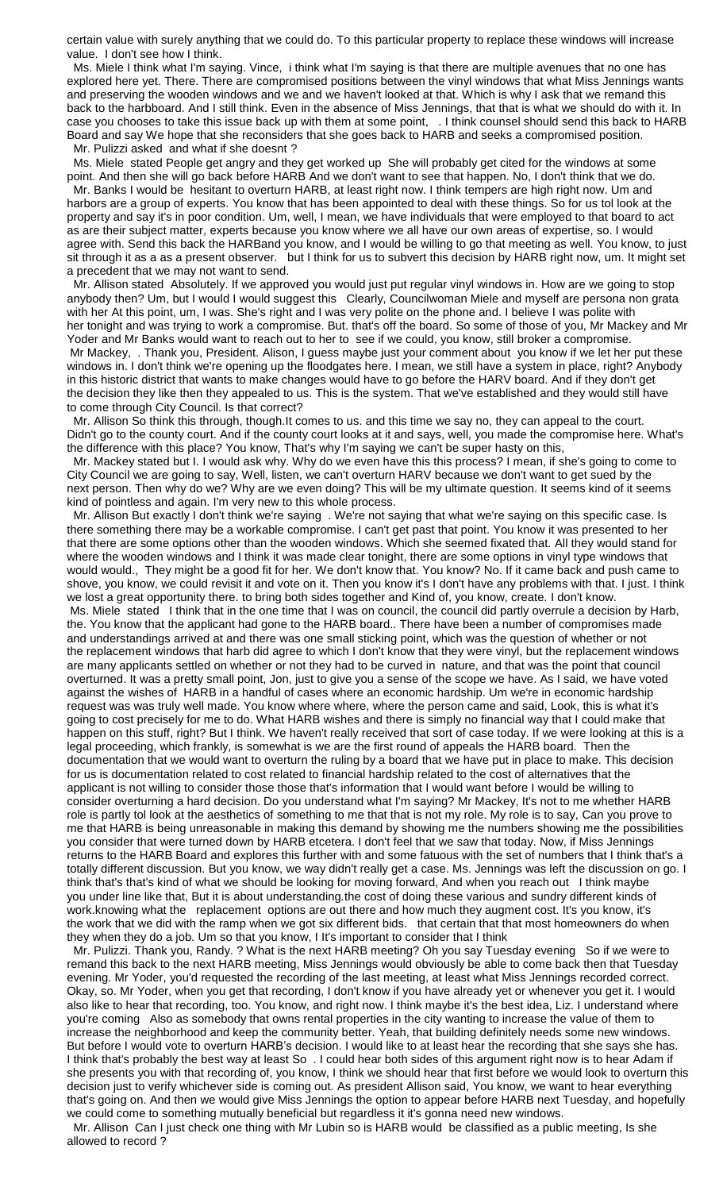certain value with surely anything that we could do. To this particular property to replace these windows will increase value. I don't see how I think.

Ms. Miele I think what I'm saying. Vince, i think what I'm saying is that there are multiple avenues that no one has explored here yet. There. There are compromised positions between the vinyl windows that what Miss Jennings wants and preserving the wooden windows and we and we haven't looked at that. Which is why I ask that we remand this back to the harbboard. And I still think. Even in the absence of Miss Jennings, that that is what we should do with it. In case you chooses to take this issue back up with them at some point, . I think counsel should send this back to HARB Board and say We hope that she reconsiders that she goes back to HARB and seeks a compromised position.

Mr. Pulizzi asked and what if she doesnt ?

Ms. Miele stated People get angry and they get worked up She will probably get cited for the windows at some point. And then she will go back before HARB And we don't want to see that happen. No, I don't think that we do.

Mr. Banks I would be hesitant to overturn HARB, at least right now. I think tempers are high right now. Um and harbors are a group of experts. You know that has been appointed to deal with these things. So for us tol look at the property and say it's in poor condition. Um, well, I mean, we have individuals that were employed to that board to act as are their subject matter, experts because you know where we all have our own areas of expertise, so. I would agree with. Send this back the HARBand you know, and I would be willing to go that meeting as well. You know, to just sit through it as a as a present observer. but I think for us to subvert this decision by HARB right now, um. It might set a precedent that we may not want to send.

Mr. Allison stated Absolutely. If we approved you would just put regular vinyl windows in. How are we going to stop anybody then? Um, but I would I would suggest this Clearly, Councilwoman Miele and myself are persona non grata with her At this point, um, I was. She's right and I was very polite on the phone and. I believe I was polite with her tonight and was trying to work a compromise. But. that's off the board. So some of those of you, Mr Mackey and Mr Yoder and Mr Banks would want to reach out to her to see if we could, you know, still broker a compromise.

Mr Mackey, . Thank you, President. Alison, I guess maybe just your comment about you know if we let her put these windows in. I don't think we're opening up the floodgates here. I mean, we still have a system in place, right? Anybody in this historic district that wants to make changes would have to go before the HARV board. And if they don't get the decision they like then they appealed to us. This is the system. That we've established and they would still have to come through City Council. Is that correct?

Mr. Allison So think this through, though.It comes to us. and this time we say no, they can appeal to the court. Didn't go to the county court. And if the county court looks at it and says, well, you made the compromise here. What's the difference with this place? You know, That's why I'm saying we can't be super hasty on this,

Mr. Mackey stated but I. I would ask why. Why do we even have this this process? I mean, if she's going to come to City Council we are going to say, Well, listen, we can't overturn HARV because we don't want to get sued by the next person. Then why do we? Why are we even doing? This will be my ultimate question. It seems kind of it seems kind of pointless and again. I'm very new to this whole process.

Mr. Allison But exactly I don't think we're saying . We're not saying that what we're saying on this specific case. Is there something there may be a workable compromise. I can't get past that point. You know it was presented to her that there are some options other than the wooden windows. Which she seemed fixated that. All they would stand for where the wooden windows and I think it was made clear tonight, there are some options in vinyl type windows that would would., They might be a good fit for her. We don't know that. You know? No. If it came back and push came to shove, you know, we could revisit it and vote on it. Then you know it's I don't have any problems with that. I just. I think we lost a great opportunity there. to bring both sides together and Kind of, you know, create. I don't know.

Ms. Miele stated I think that in the one time that I was on council, the council did partly overrule a decision by Harb, the. You know that the applicant had gone to the HARB board.. There have been a number of compromises made and understandings arrived at and there was one small sticking point, which was the question of whether or not the replacement windows that harb did agree to which I don't know that they were vinyl, but the replacement windows are many applicants settled on whether or not they had to be curved in nature, and that was the point that council overturned. It was a pretty small point, Jon, just to give you a sense of the scope we have. As I said, we have voted against the wishes of HARB in a handful of cases where an economic hardship. Um we're in economic hardship request was was truly well made. You know where where, where the person came and said, Look, this is what it's going to cost precisely for me to do. What HARB wishes and there is simply no financial way that I could make that happen on this stuff, right? But I think. We haven't really received that sort of case today. If we were looking at this is a legal proceeding, which frankly, is somewhat is we are the first round of appeals the HARB board. Then the documentation that we would want to overturn the ruling by a board that we have put in place to make. This decision for us is documentation related to cost related to financial hardship related to the cost of alternatives that the applicant is not willing to consider those those that's information that I would want before I would be willing to consider overturning a hard decision. Do you understand what I'm saying? Mr Mackey, It's not to me whether HARB role is partly tol look at the aesthetics of something to me that that is not my role. My role is to say, Can you prove to me that HARB is being unreasonable in making this demand by showing me the numbers showing me the possibilities you consider that were turned down by HARB etcetera. I don't feel that we saw that today. Now, if Miss Jennings returns to the HARB Board and explores this further with and some fatuous with the set of numbers that I think that's a totally different discussion. But you know, we way didn't really get a case. Ms. Jennings was left the discussion on go. I think that's that's kind of what we should be looking for moving forward, And when you reach out I think maybe you under line like that, But it is about understanding.the cost of doing these various and sundry different kinds of work.knowing what the replacement options are out there and how much they augment cost. It's you know, it's the work that we did with the ramp when we got six different bids. that certain that that most homeowners do when they when they do a job. Um so that you know, I It's important to consider that I think

Mr. Pulizzi. Thank you, Randy. ? What is the next HARB meeting? Oh you say Tuesday evening So if we were to remand this back to the next HARB meeting, Miss Jennings would obviously be able to come back then that Tuesday evening. Mr Yoder, you'd requested the recording of the last meeting, at least what Miss Jennings recorded correct. Okay, so. Mr Yoder, when you get that recording, I don't know if you have already yet or whenever you get it. I would also like to hear that recording, too. You know, and right now. I think maybe it's the best idea, Liz. I understand where you're coming Also as somebody that owns rental properties in the city wanting to increase the value of them to increase the neighborhood and keep the community better. Yeah, that building definitely needs some new windows. But before I would vote to overturn HARB's decision. I would like to at least hear the recording that she says she has. I think that's probably the best way at least So . I could hear both sides of this argument right now is to hear Adam if she presents you with that recording of, you know, I think we should hear that first before we would look to overturn this decision just to verify whichever side is coming out. As president Allison said, You know, we want to hear everything that's going on. And then we would give Miss Jennings the option to appear before HARB next Tuesday, and hopefully we could come to something mutually beneficial but regardless it it's gonna need new windows.

Mr. Allison Can I just check one thing with Mr Lubin so is HARB would be classified as a public meeting, Is she allowed to record ?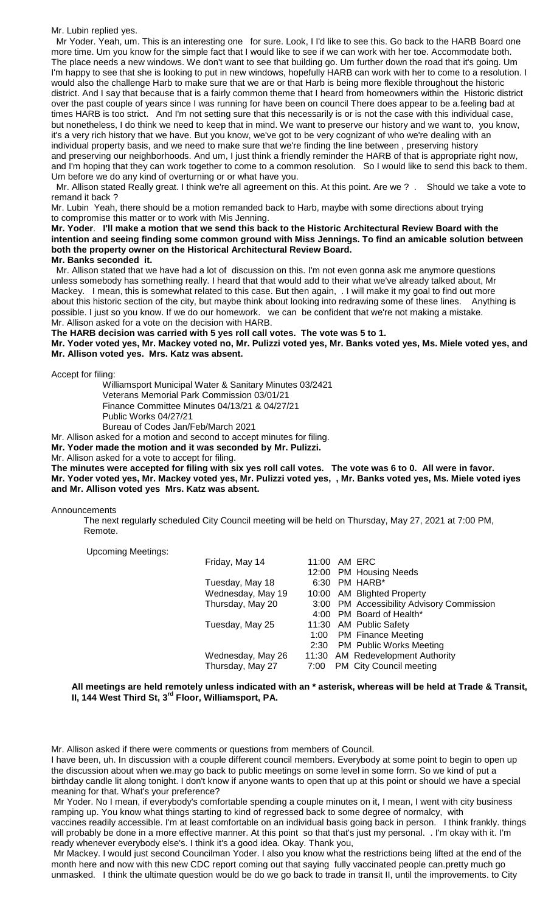Mr. Lubin replied yes.

Mr Yoder. Yeah, um. This is an interesting one for sure. Look, I I'd like to see this. Go back to the HARB Board one more time. Um you know for the simple fact that I would like to see if we can work with her toe. Accommodate both. The place needs a new windows. We don't want to see that building go. Um further down the road that it's going. Um I'm happy to see that she is looking to put in new windows, hopefully HARB can work with her to come to a resolution. I would also the challenge Harb to make sure that we are or that Harb is being more flexible throughout the historic district. And I say that because that is a fairly common theme that I heard from homeowners within the Historic district over the past couple of years since I was running for have been on council There does appear to be a.feeling bad at times HARB is too strict. And I'm not setting sure that this necessarily is or is not the case with this individual case, but nonetheless, I do think we need to keep that in mind. We want to preserve our history and we want to, you know, it's a very rich history that we have. But you know, we've got to be very cognizant of who we're dealing with an individual property basis, and we need to make sure that we're finding the line between , preserving history and preserving our neighborhoods. And um, I just think a friendly reminder the HARB of that is appropriate right now, and I'm hoping that they can work together to come to a common resolution. So I would like to send this back to them. Um before we do any kind of overturning or or what have you.

Mr. Allison stated Really great. I think we're all agreement on this. At this point. Are we ? . Should we take a vote to remand it back ?

Mr. Lubin Yeah, there should be a motion remanded back to Harb, maybe with some directions about trying to compromise this matter or to work with Mis Jenning.

**Mr. Yoder**. **I'll make a motion that we send this back to the Historic Architectural Review Board with the intention and seeing finding some common ground with Miss Jennings. To find an amicable solution between both the property owner on the Historical Architectural Review Board.**

**Mr. Banks seconded it.**

Mr. Allison stated that we have had a lot of discussion on this. I'm not even gonna ask me anymore questions unless somebody has something really. I heard that that would add to their what we've already talked about, Mr Mackey. I mean, this is somewhat related to this case. But then again, . I will make it my goal to find out more about this historic section of the city, but maybe think about looking into redrawing some of these lines. Anything is possible. I just so you know. If we do our homework. we can be confident that we're not making a mistake.

Mr. Allison asked for a vote on the decision with HARB.

**The HARB decision was carried with 5 yes roll call votes. The vote was 5 to 1.**

**Mr. Yoder voted yes, Mr. Mackey voted no, Mr. Pulizzi voted yes, Mr. Banks voted yes, Ms. Miele voted yes, and Mr. Allison voted yes. Mrs. Katz was absent.**

Accept for filing:

Williamsport Municipal Water & Sanitary Minutes 03/2421
Veterans Memorial Park Commission 03/01/21
Finance Committee Minutes 04/13/21 & 04/27/21
Public Works 04/27/21
Bureau of Codes Jan/Feb/March 2021

Mr. Allison asked for a motion and second to accept minutes for filing.

**Mr. Yoder made the motion and it was seconded by Mr. Pulizzi.**

Mr. Allison asked for a vote to accept for filing.

**The minutes were accepted for filing with six yes roll call votes. The vote was 6 to 0. All were in favor. Mr. Yoder voted yes, Mr. Mackey voted yes, Mr. Pulizzi voted yes, , Mr. Banks voted yes, Ms. Miele voted iyes and Mr. Allison voted yes Mrs. Katz was absent.**

Announcements

The next regularly scheduled City Council meeting will be held on Thursday, May 27, 2021 at 7:00 PM, Remote.

Upcoming Meetings:

| | | |
|---|---|---|
| Friday, May 14 | 11:00 AM | ERC |
| | 12:00 PM | Housing Needs |
| Tuesday, May 18 | 6:30 PM | HARB* |
| Wednesday, May 19 | 10:00 AM | Blighted Property |
| Thursday, May 20 | 3:00 PM | Accessibility Advisory Commission |
| | 4:00 PM | Board of Health* |
| Tuesday, May 25 | 11:30 AM | Public Safety |
| | 1:00 PM | Finance Meeting |
| | 2:30 PM | Public Works Meeting |
| Wednesday, May 26 | 11:30 AM | Redevelopment Authority |
| Thursday, May 27 | 7:00 PM | City Council meeting |

**All meetings are held remotely unless indicated with an * asterisk, whereas will be held at Trade & Transit, II, 144 West Third St, 3rd Floor, Williamsport, PA.**

Mr. Allison asked if there were comments or questions from members of Council.

I have been, uh. In discussion with a couple different council members. Everybody at some point to begin to open up the discussion about when we.may go back to public meetings on some level in some form. So we kind of put a birthday candle lit along tonight. I don't know if anyone wants to open that up at this point or should we have a special meeting for that. What's your preference?

Mr Yoder. No I mean, if everybody's comfortable spending a couple minutes on it, I mean, I went with city business ramping up. You know what things starting to kind of regressed back to some degree of normalcy, with vaccines readily accessible. I'm at least comfortable on an individual basis going back in person. I think frankly. things will probably be done in a more effective manner. At this point so that that's just my personal. . I'm okay with it. I'm ready whenever everybody else's. I think it's a good idea. Okay. Thank you,

Mr Mackey. I would just second Councilman Yoder. I also you know what the restrictions being lifted at the end of the month here and now with this new CDC report coming out that saying fully vaccinated people can.pretty much go unmasked. I think the ultimate question would be do we go back to trade in transit II, until the improvements. to City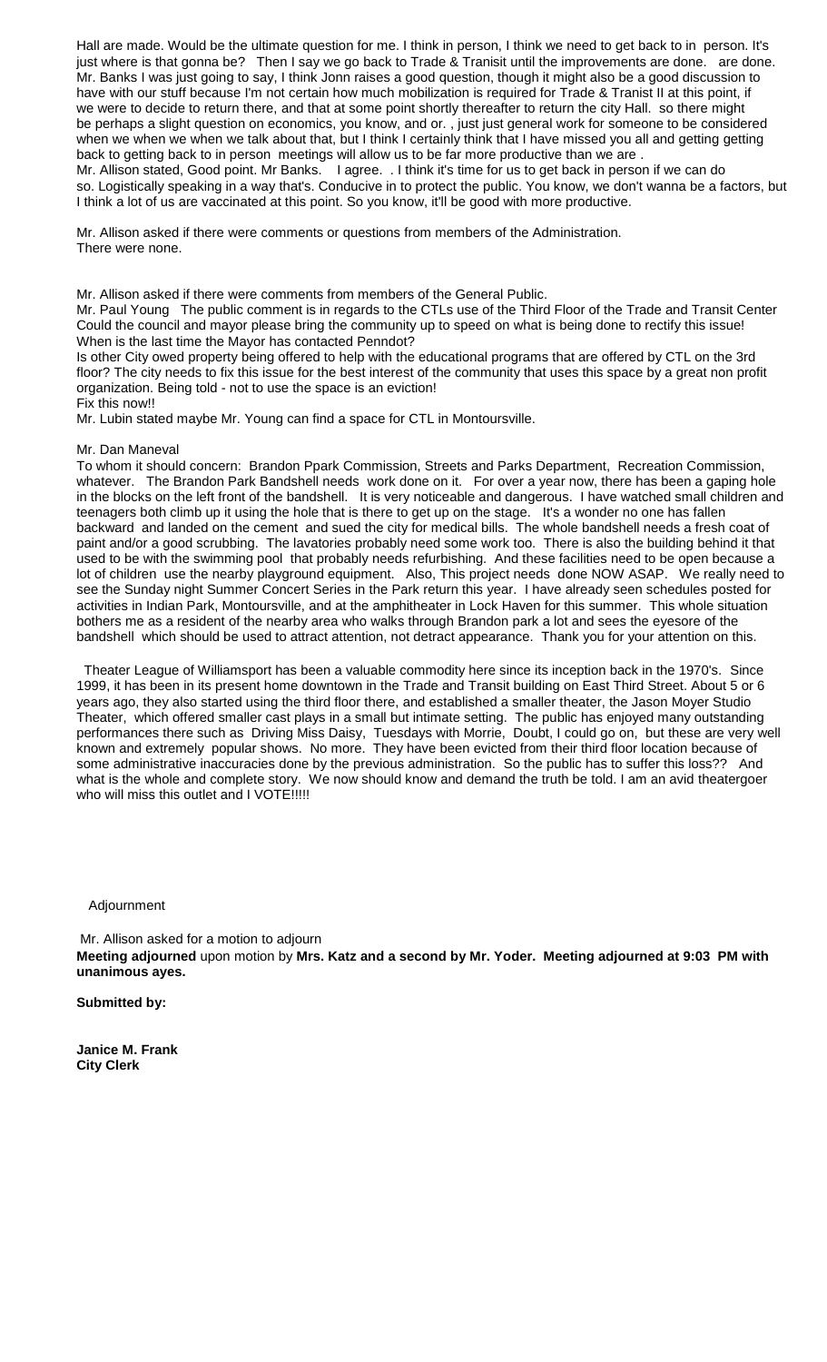Hall are made. Would be the ultimate question for me. I think in person, I think we need to get back to in person. It's just where is that gonna be? Then I say we go back to Trade & Tranisit until the improvements are done. are done. Mr. Banks I was just going to say, I think Jonn raises a good question, though it might also be a good discussion to have with our stuff because I'm not certain how much mobilization is required for Trade & Tranist II at this point, if we were to decide to return there, and that at some point shortly thereafter to return the city Hall. so there might be perhaps a slight question on economics, you know, and or. , just just general work for someone to be considered when we when we when we talk about that, but I think I certainly think that I have missed you all and getting getting back to getting back to in person meetings will allow us to be far more productive than we are .
Mr. Allison stated, Good point. Mr Banks. I agree. . I think it's time for us to get back in person if we can do so. Logistically speaking in a way that's. Conducive in to protect the public. You know, we don't wanna be a factors, but I think a lot of us are vaccinated at this point. So you know, it'll be good with more productive.

Mr. Allison asked if there were comments or questions from members of the Administration.
There were none.

Mr. Allison asked if there were comments from members of the General Public.
Mr. Paul Young The public comment is in regards to the CTLs use of the Third Floor of the Trade and Transit Center Could the council and mayor please bring the community up to speed on what is being done to rectify this issue! When is the last time the Mayor has contacted Penndot?
Is other City owed property being offered to help with the educational programs that are offered by CTL on the 3rd floor? The city needs to fix this issue for the best interest of the community that uses this space by a great non profit organization. Being told - not to use the space is an eviction!
Fix this now!!
Mr. Lubin stated maybe Mr. Young can find a space for CTL in Montoursville.

Mr. Dan Maneval
To whom it should concern: Brandon Ppark Commission, Streets and Parks Department, Recreation Commission, whatever. The Brandon Park Bandshell needs work done on it. For over a year now, there has been a gaping hole in the blocks on the left front of the bandshell. It is very noticeable and dangerous. I have watched small children and teenagers both climb up it using the hole that is there to get up on the stage. It's a wonder no one has fallen backward and landed on the cement and sued the city for medical bills. The whole bandshell needs a fresh coat of paint and/or a good scrubbing. The lavatories probably need some work too. There is also the building behind it that used to be with the swimming pool that probably needs refurbishing. And these facilities need to be open because a lot of children use the nearby playground equipment. Also, This project needs done NOW ASAP. We really need to see the Sunday night Summer Concert Series in the Park return this year. I have already seen schedules posted for activities in Indian Park, Montoursville, and at the amphitheater in Lock Haven for this summer. This whole situation bothers me as a resident of the nearby area who walks through Brandon park a lot and sees the eyesore of the bandshell which should be used to attract attention, not detract appearance. Thank you for your attention on this.

Theater League of Williamsport has been a valuable commodity here since its inception back in the 1970's. Since 1999, it has been in its present home downtown in the Trade and Transit building on East Third Street. About 5 or 6 years ago, they also started using the third floor there, and established a smaller theater, the Jason Moyer Studio Theater, which offered smaller cast plays in a small but intimate setting. The public has enjoyed many outstanding performances there such as Driving Miss Daisy, Tuesdays with Morrie, Doubt, I could go on, but these are very well known and extremely popular shows. No more. They have been evicted from their third floor location because of some administrative inaccuracies done by the previous administration. So the public has to suffer this loss?? And what is the whole and complete story. We now should know and demand the truth be told. I am an avid theatergoer who will miss this outlet and I VOTE!!!!!

Adjournment

Mr. Allison asked for a motion to adjourn
**Meeting adjourned** upon motion by **Mrs. Katz and a second by Mr. Yoder. Meeting adjourned at 9:03 PM with unanimous ayes.**

**Submitted by:**

**Janice M. Frank**
**City Clerk**